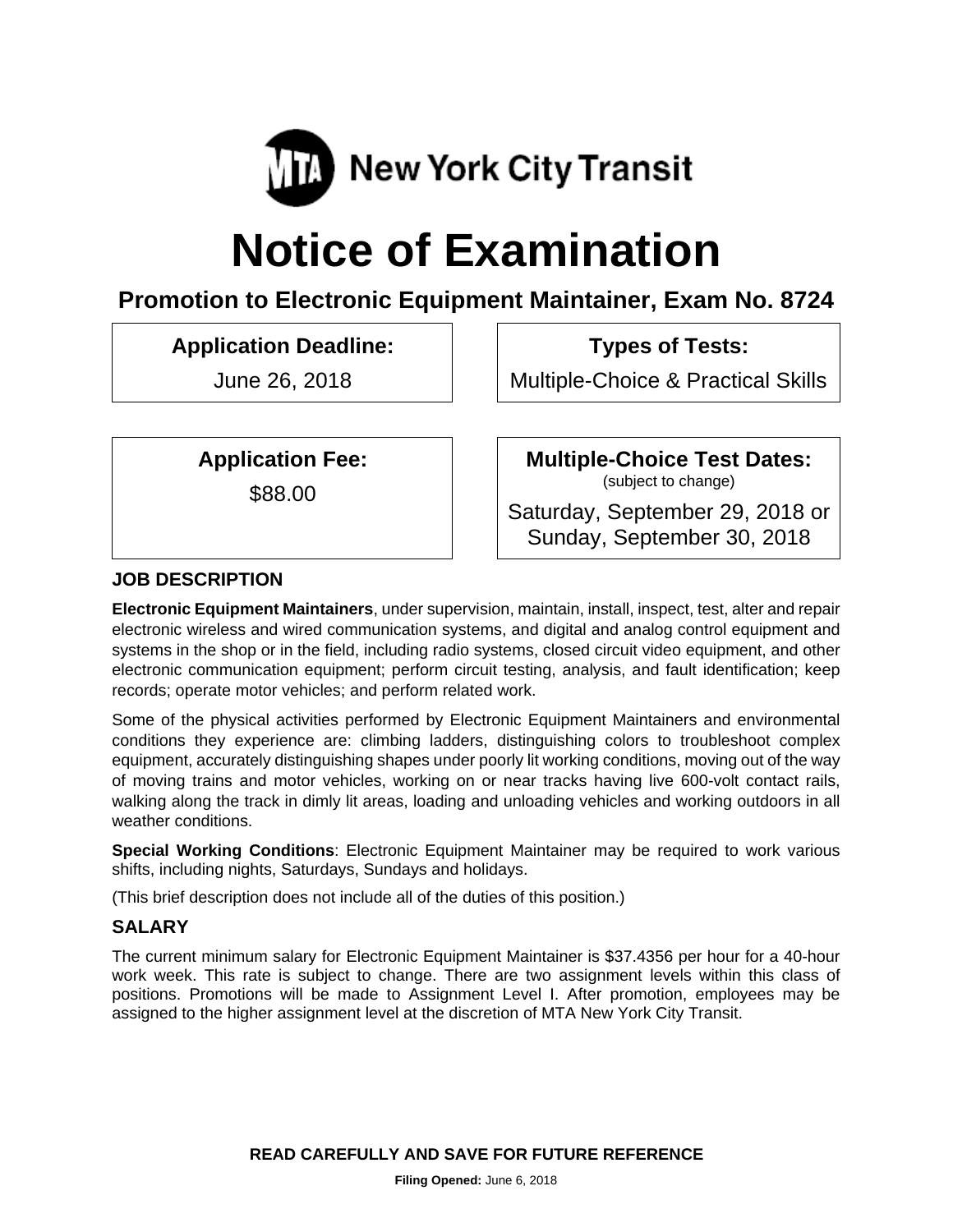MTA New York City Transit

# Notice of Examination

## Promotion to Electronic Equipment Maintainer, Exam No. 8724

| **Application Deadline:** | **Types of Tests:** |
| --- | --- |
| June 26, 2018 | Multiple-Choice & Practical Skills |

| **Application Fee:** | **Multiple-Choice Test Dates:** (subject to change) |
| --- | --- |
| $88.00 | Saturday, September 29, 2018 or Sunday, September 30, 2018 |

### JOB DESCRIPTION

**Electronic Equipment Maintainers**, under supervision, maintain, install, inspect, test, alter and repair electronic wireless and wired communication systems, and digital and analog control equipment and systems in the shop or in the field, including radio systems, closed circuit video equipment, and other electronic communication equipment; perform circuit testing, analysis, and fault identification; keep records; operate motor vehicles; and perform related work.

Some of the physical activities performed by Electronic Equipment Maintainers and environmental conditions they experience are: climbing ladders, distinguishing colors to troubleshoot complex equipment, accurately distinguishing shapes under poorly lit working conditions, moving out of the way of moving trains and motor vehicles, working on or near tracks having live 600-volt contact rails, walking along the track in dimly lit areas, loading and unloading vehicles and working outdoors in all weather conditions.

**Special Working Conditions**: Electronic Equipment Maintainer may be required to work various shifts, including nights, Saturdays, Sundays and holidays.

(This brief description does not include all of the duties of this position.)

### SALARY

The current minimum salary for Electronic Equipment Maintainer is $37.4356 per hour for a 40-hour work week. This rate is subject to change. There are two assignment levels within this class of positions. Promotions will be made to Assignment Level I. After promotion, employees may be assigned to the higher assignment level at the discretion of MTA New York City Transit.

**READ CAREFULLY AND SAVE FOR FUTURE REFERENCE**

**Filing Opened:** June 6, 2018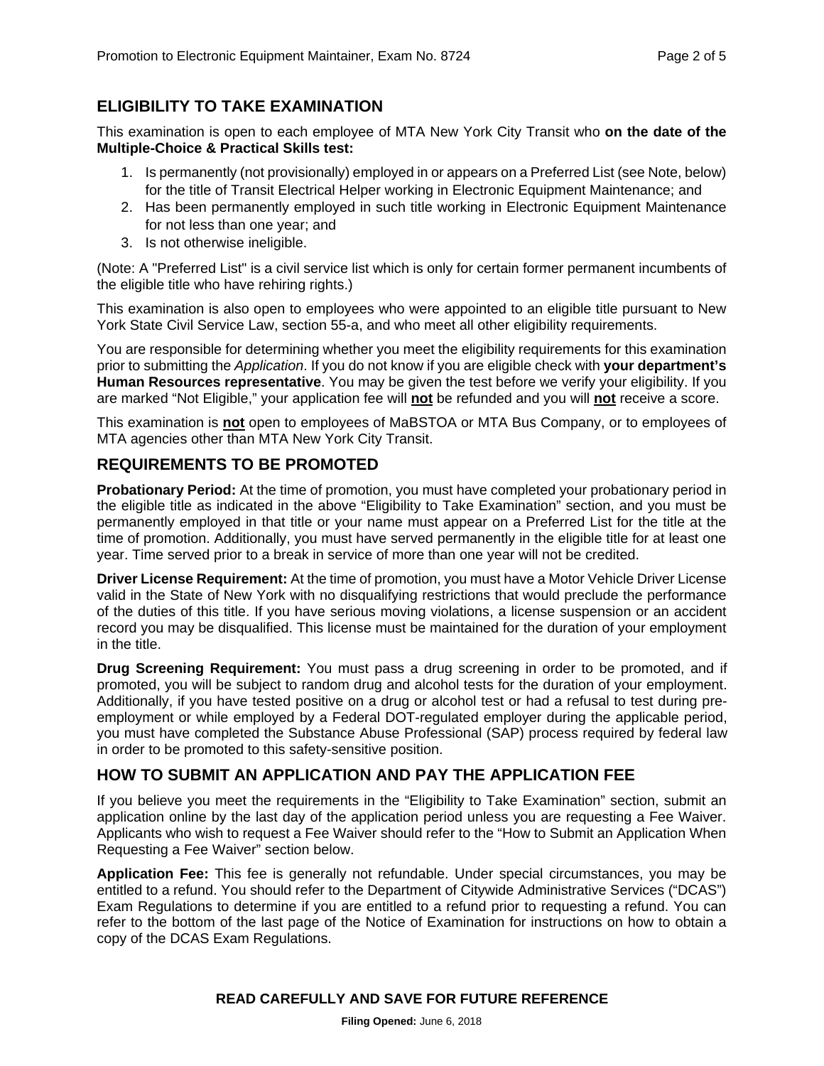## ELIGIBILITY TO TAKE EXAMINATION

This examination is open to each employee of MTA New York City Transit who **on the date of the Multiple-Choice & Practical Skills test:**

1. Is permanently (not provisionally) employed in or appears on a Preferred List (see Note, below) for the title of Transit Electrical Helper working in Electronic Equipment Maintenance; and
2. Has been permanently employed in such title working in Electronic Equipment Maintenance for not less than one year; and
3. Is not otherwise ineligible.

(Note: A "Preferred List" is a civil service list which is only for certain former permanent incumbents of the eligible title who have rehiring rights.)

This examination is also open to employees who were appointed to an eligible title pursuant to New York State Civil Service Law, section 55-a, and who meet all other eligibility requirements.

You are responsible for determining whether you meet the eligibility requirements for this examination prior to submitting the *Application*. If you do not know if you are eligible check with **your department's Human Resources representative**. You may be given the test before we verify your eligibility. If you are marked "Not Eligible," your application fee will **not** be refunded and you will **not** receive a score.

This examination is **not** open to employees of MaBSTOA or MTA Bus Company, or to employees of MTA agencies other than MTA New York City Transit.

## REQUIREMENTS TO BE PROMOTED

**Probationary Period:** At the time of promotion, you must have completed your probationary period in the eligible title as indicated in the above "Eligibility to Take Examination" section, and you must be permanently employed in that title or your name must appear on a Preferred List for the title at the time of promotion. Additionally, you must have served permanently in the eligible title for at least one year. Time served prior to a break in service of more than one year will not be credited.

**Driver License Requirement:** At the time of promotion, you must have a Motor Vehicle Driver License valid in the State of New York with no disqualifying restrictions that would preclude the performance of the duties of this title. If you have serious moving violations, a license suspension or an accident record you may be disqualified. This license must be maintained for the duration of your employment in the title.

**Drug Screening Requirement:** You must pass a drug screening in order to be promoted, and if promoted, you will be subject to random drug and alcohol tests for the duration of your employment. Additionally, if you have tested positive on a drug or alcohol test or had a refusal to test during pre-employment or while employed by a Federal DOT-regulated employer during the applicable period, you must have completed the Substance Abuse Professional (SAP) process required by federal law in order to be promoted to this safety-sensitive position.

## HOW TO SUBMIT AN APPLICATION AND PAY THE APPLICATION FEE

If you believe you meet the requirements in the "Eligibility to Take Examination" section, submit an application online by the last day of the application period unless you are requesting a Fee Waiver. Applicants who wish to request a Fee Waiver should refer to the "How to Submit an Application When Requesting a Fee Waiver" section below.

**Application Fee:** This fee is generally not refundable. Under special circumstances, you may be entitled to a refund. You should refer to the Department of Citywide Administrative Services ("DCAS") Exam Regulations to determine if you are entitled to a refund prior to requesting a refund. You can refer to the bottom of the last page of the Notice of Examination for instructions on how to obtain a copy of the DCAS Exam Regulations.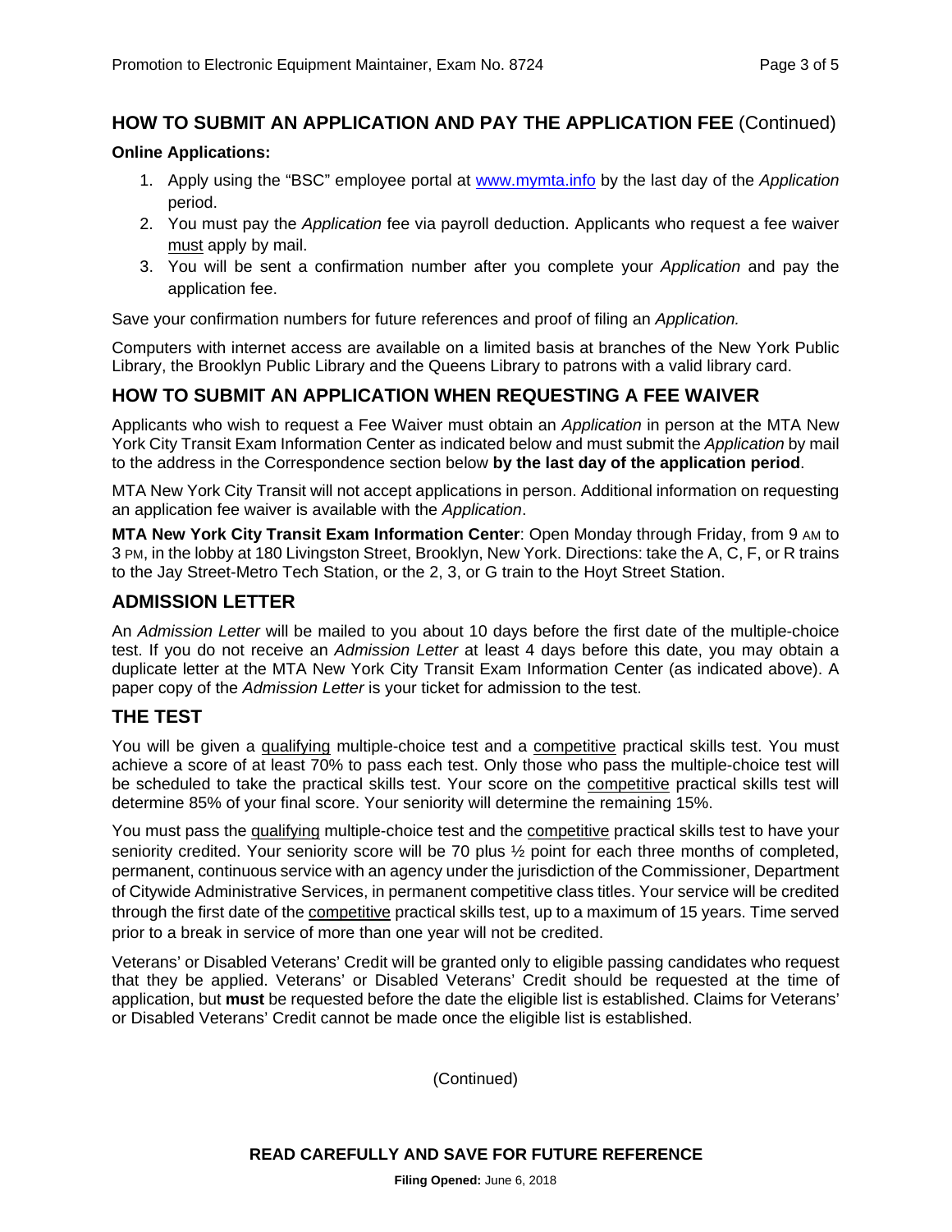## HOW TO SUBMIT AN APPLICATION AND PAY THE APPLICATION FEE (Continued)

**Online Applications:**

1. Apply using the "BSC" employee portal at www.mymta.info by the last day of the *Application* period.
2. You must pay the *Application* fee via payroll deduction. Applicants who request a fee waiver must apply by mail.
3. You will be sent a confirmation number after you complete your *Application* and pay the application fee.

Save your confirmation numbers for future references and proof of filing an *Application.*

Computers with internet access are available on a limited basis at branches of the New York Public Library, the Brooklyn Public Library and the Queens Library to patrons with a valid library card.

## HOW TO SUBMIT AN APPLICATION WHEN REQUESTING A FEE WAIVER

Applicants who wish to request a Fee Waiver must obtain an *Application* in person at the MTA New York City Transit Exam Information Center as indicated below and must submit the *Application* by mail to the address in the Correspondence section below **by the last day of the application period**.

MTA New York City Transit will not accept applications in person. Additional information on requesting an application fee waiver is available with the *Application*.

**MTA New York City Transit Exam Information Center**: Open Monday through Friday, from 9 AM to 3 PM, in the lobby at 180 Livingston Street, Brooklyn, New York. Directions: take the A, C, F, or R trains to the Jay Street-Metro Tech Station, or the 2, 3, or G train to the Hoyt Street Station.

## ADMISSION LETTER

An *Admission Letter* will be mailed to you about 10 days before the first date of the multiple-choice test. If you do not receive an *Admission Letter* at least 4 days before this date, you may obtain a duplicate letter at the MTA New York City Transit Exam Information Center (as indicated above). A paper copy of the *Admission Letter* is your ticket for admission to the test.

## THE TEST

You will be given a qualifying multiple-choice test and a competitive practical skills test. You must achieve a score of at least 70% to pass each test. Only those who pass the multiple-choice test will be scheduled to take the practical skills test. Your score on the competitive practical skills test will determine 85% of your final score. Your seniority will determine the remaining 15%.

You must pass the qualifying multiple-choice test and the competitive practical skills test to have your seniority credited. Your seniority score will be 70 plus ½ point for each three months of completed, permanent, continuous service with an agency under the jurisdiction of the Commissioner, Department of Citywide Administrative Services, in permanent competitive class titles. Your service will be credited through the first date of the competitive practical skills test, up to a maximum of 15 years. Time served prior to a break in service of more than one year will not be credited.

Veterans' or Disabled Veterans' Credit will be granted only to eligible passing candidates who request that they be applied. Veterans' or Disabled Veterans' Credit should be requested at the time of application, but **must** be requested before the date the eligible list is established. Claims for Veterans' or Disabled Veterans' Credit cannot be made once the eligible list is established.

(Continued)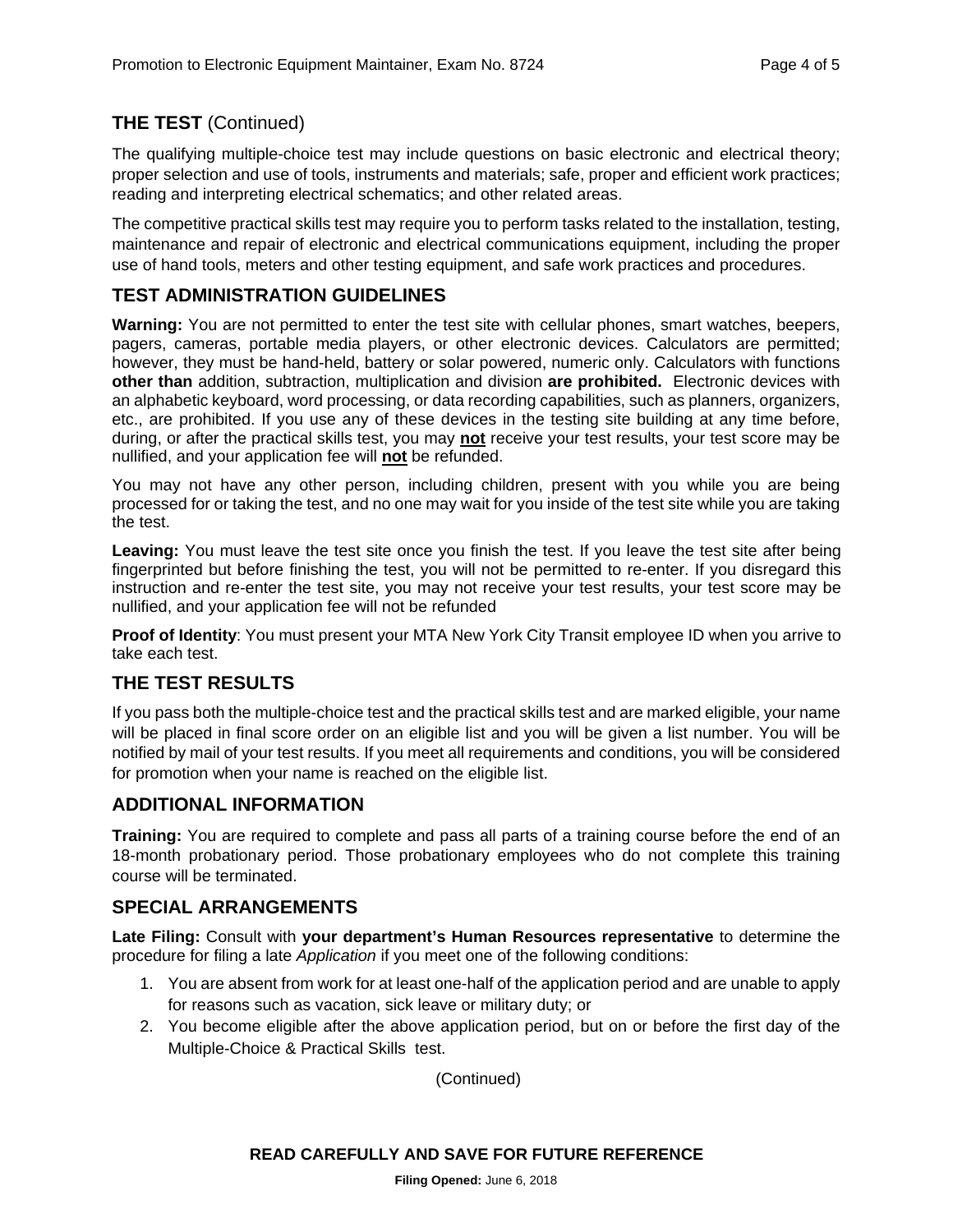## THE TEST (Continued)

The qualifying multiple-choice test may include questions on basic electronic and electrical theory; proper selection and use of tools, instruments and materials; safe, proper and efficient work practices; reading and interpreting electrical schematics; and other related areas.

The competitive practical skills test may require you to perform tasks related to the installation, testing, maintenance and repair of electronic and electrical communications equipment, including the proper use of hand tools, meters and other testing equipment, and safe work practices and procedures.

## TEST ADMINISTRATION GUIDELINES

**Warning:** You are not permitted to enter the test site with cellular phones, smart watches, beepers, pagers, cameras, portable media players, or other electronic devices. Calculators are permitted; however, they must be hand-held, battery or solar powered, numeric only. Calculators with functions **other than** addition, subtraction, multiplication and division **are prohibited.** Electronic devices with an alphabetic keyboard, word processing, or data recording capabilities, such as planners, organizers, etc., are prohibited. If you use any of these devices in the testing site building at any time before, during, or after the practical skills test, you may **not** receive your test results, your test score may be nullified, and your application fee will **not** be refunded.

You may not have any other person, including children, present with you while you are being processed for or taking the test, and no one may wait for you inside of the test site while you are taking the test.

**Leaving:** You must leave the test site once you finish the test. If you leave the test site after being fingerprinted but before finishing the test, you will not be permitted to re-enter. If you disregard this instruction and re-enter the test site, you may not receive your test results, your test score may be nullified, and your application fee will not be refunded

**Proof of Identity**: You must present your MTA New York City Transit employee ID when you arrive to take each test.

## THE TEST RESULTS

If you pass both the multiple-choice test and the practical skills test and are marked eligible, your name will be placed in final score order on an eligible list and you will be given a list number. You will be notified by mail of your test results. If you meet all requirements and conditions, you will be considered for promotion when your name is reached on the eligible list.

## ADDITIONAL INFORMATION

**Training:** You are required to complete and pass all parts of a training course before the end of an 18-month probationary period. Those probationary employees who do not complete this training course will be terminated.

## SPECIAL ARRANGEMENTS

**Late Filing:** Consult with **your department's Human Resources representative** to determine the procedure for filing a late *Application* if you meet one of the following conditions:

1. You are absent from work for at least one-half of the application period and are unable to apply for reasons such as vacation, sick leave or military duty; or
2. You become eligible after the above application period, but on or before the first day of the Multiple-Choice & Practical Skills test.

(Continued)

**READ CAREFULLY AND SAVE FOR FUTURE REFERENCE**

**Filing Opened:** June 6, 2018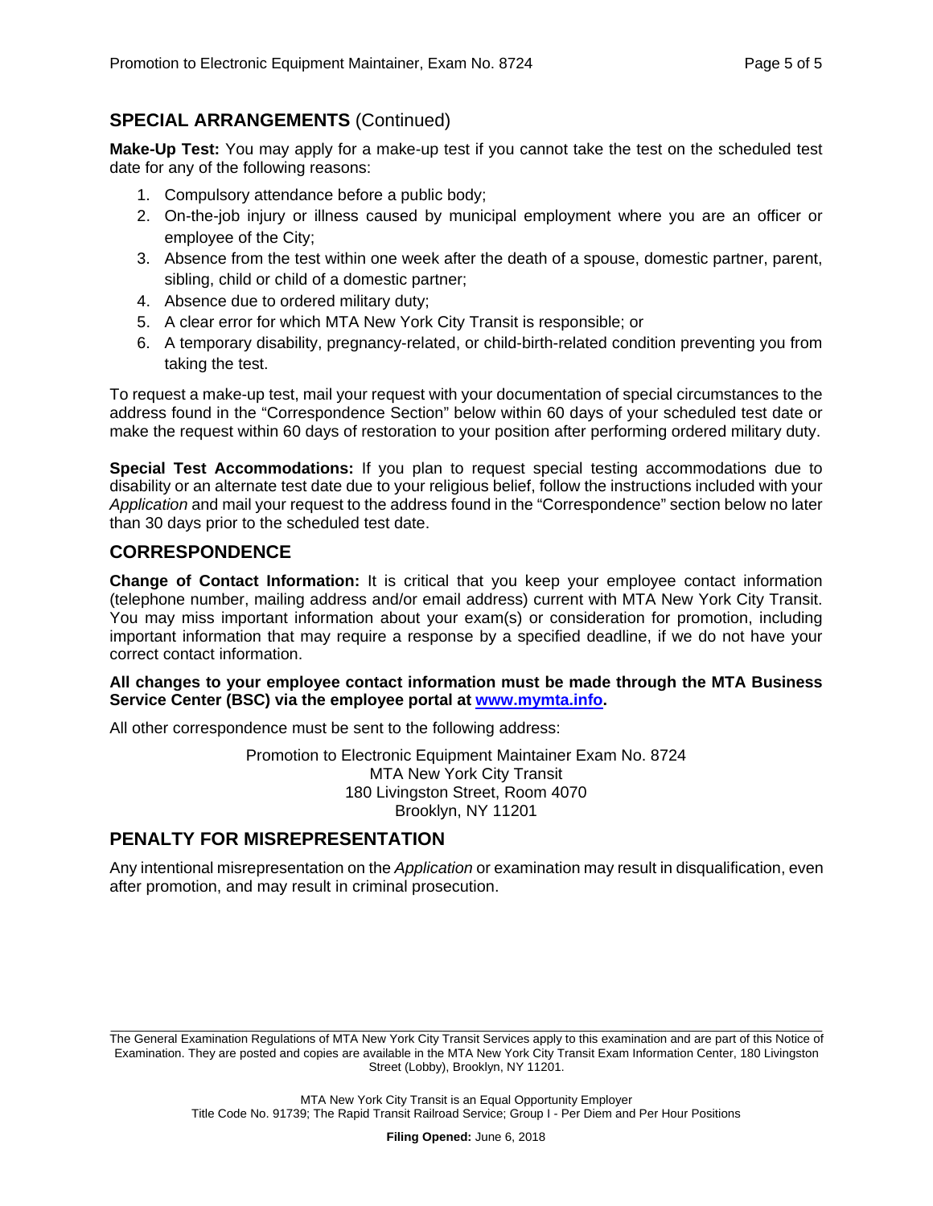## SPECIAL ARRANGEMENTS (Continued)

**Make-Up Test:** You may apply for a make-up test if you cannot take the test on the scheduled test date for any of the following reasons:

1. Compulsory attendance before a public body;
2. On-the-job injury or illness caused by municipal employment where you are an officer or employee of the City;
3. Absence from the test within one week after the death of a spouse, domestic partner, parent, sibling, child or child of a domestic partner;
4. Absence due to ordered military duty;
5. A clear error for which MTA New York City Transit is responsible; or
6. A temporary disability, pregnancy-related, or child-birth-related condition preventing you from taking the test.

To request a make-up test, mail your request with your documentation of special circumstances to the address found in the "Correspondence Section" below within 60 days of your scheduled test date or make the request within 60 days of restoration to your position after performing ordered military duty.

**Special Test Accommodations:** If you plan to request special testing accommodations due to disability or an alternate test date due to your religious belief, follow the instructions included with your *Application* and mail your request to the address found in the "Correspondence" section below no later than 30 days prior to the scheduled test date.

## CORRESPONDENCE

**Change of Contact Information:** It is critical that you keep your employee contact information (telephone number, mailing address and/or email address) current with MTA New York City Transit. You may miss important information about your exam(s) or consideration for promotion, including important information that may require a response by a specified deadline, if we do not have your correct contact information.

**All changes to your employee contact information must be made through the MTA Business Service Center (BSC) via the employee portal at www.mymta.info.**

All other correspondence must be sent to the following address:

Promotion to Electronic Equipment Maintainer Exam No. 8724
MTA New York City Transit
180 Livingston Street, Room 4070
Brooklyn, NY 11201

## PENALTY FOR MISREPRESENTATION

Any intentional misrepresentation on the *Application* or examination may result in disqualification, even after promotion, and may result in criminal prosecution.

---

The General Examination Regulations of MTA New York City Transit Services apply to this examination and are part of this Notice of Examination. They are posted and copies are available in the MTA New York City Transit Exam Information Center, 180 Livingston Street (Lobby), Brooklyn, NY 11201.

MTA New York City Transit is an Equal Opportunity Employer
Title Code No. 91739; The Rapid Transit Railroad Service; Group I - Per Diem and Per Hour Positions

**Filing Opened:** June 6, 2018